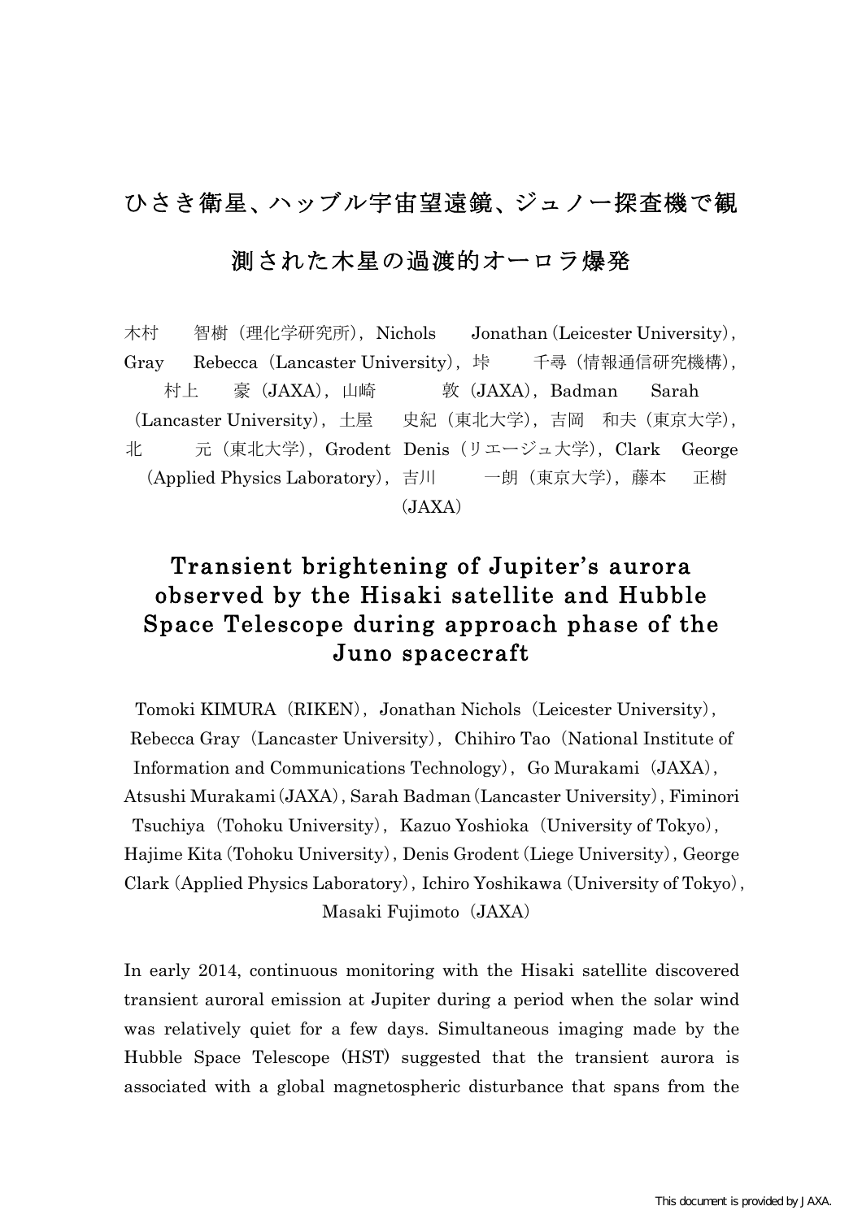# ひさき衛星、ハッブル宇宙望遠鏡、ジュノー探査機で観測された木星の過渡的オーローラ爆発

木村　智樹（理化学研究所），Nichols　Jonathan（Leicester University），Gray　Rebecca（Lancaster University），垰　千尋（情報通信研究機構），村上　豪（JAXA），山崎　敦（JAXA），Badman　Sarah（Lancaster University），土屋　史紀（東北大学），吉岡　和夫（東京大学），北　元（東北大学），Grodent　Denis（リエージュ大学），Clark　George（Applied Physics Laboratory），吉川　一朗（東京大学），藤本　正樹（JAXA）

# Transient brightening of Jupiter's aurora observed by the Hisaki satellite and Hubble Space Telescope during approach phase of the Juno spacecraft

Tomoki KIMURA（RIKEN），Jonathan Nichols（Leicester University），Rebecca Gray（Lancaster University），Chihiro Tao（National Institute of Information and Communications Technology），Go Murakami（JAXA），Atsushi Murakami (JAXA), Sarah Badman (Lancaster University), Fiminori Tsuchiya（Tohoku University），Kazuo Yoshioka（University of Tokyo），Hajime Kita (Tohoku University), Denis Grodent (Liege University), George Clark (Applied Physics Laboratory), Ichiro Yoshikawa (University of Tokyo), Masaki Fujimoto（JAXA）

In early 2014, continuous monitoring with the Hisaki satellite discovered transient auroral emission at Jupiter during a period when the solar wind was relatively quiet for a few days. Simultaneous imaging made by the Hubble Space Telescope (HST) suggested that the transient aurora is associated with a global magnetospheric disturbance that spans from the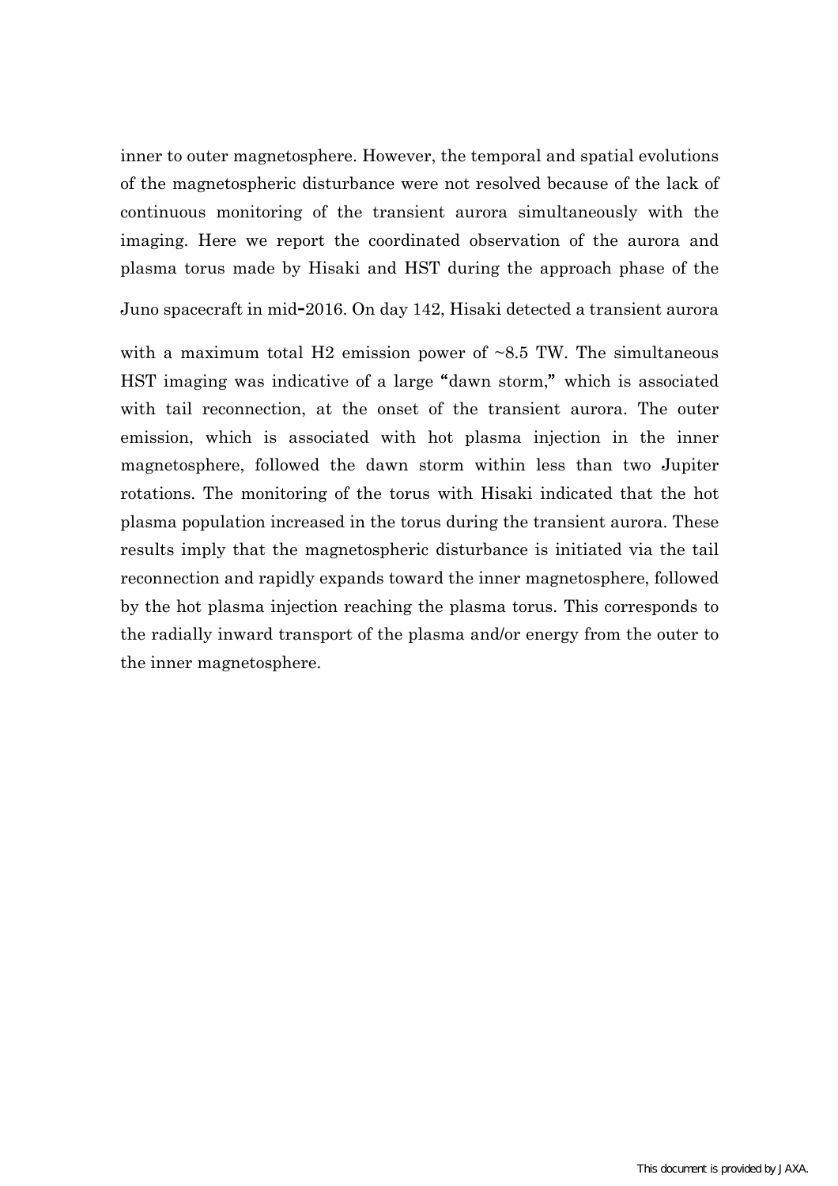inner to outer magnetosphere. However, the temporal and spatial evolutions of the magnetospheric disturbance were not resolved because of the lack of continuous monitoring of the transient aurora simultaneously with the imaging. Here we report the coordinated observation of the aurora and plasma torus made by Hisaki and HST during the approach phase of the Juno spacecraft in mid-2016. On day 142, Hisaki detected a transient aurora with a maximum total $H_2$ emission power of ~8.5 TW. The simultaneous HST imaging was indicative of a large "dawn storm," which is associated with tail reconnection, at the onset of the transient aurora. The outer emission, which is associated with hot plasma injection in the inner magnetosphere, followed the dawn storm within less than two Jupiter rotations. The monitoring of the torus with Hisaki indicated that the hot plasma population increased in the torus during the transient aurora. These results imply that the magnetospheric disturbance is initiated via the tail reconnection and rapidly expands toward the inner magnetosphere, followed by the hot plasma injection reaching the plasma torus. This corresponds to the radially inward transport of the plasma and/or energy from the outer to the inner magnetosphere.